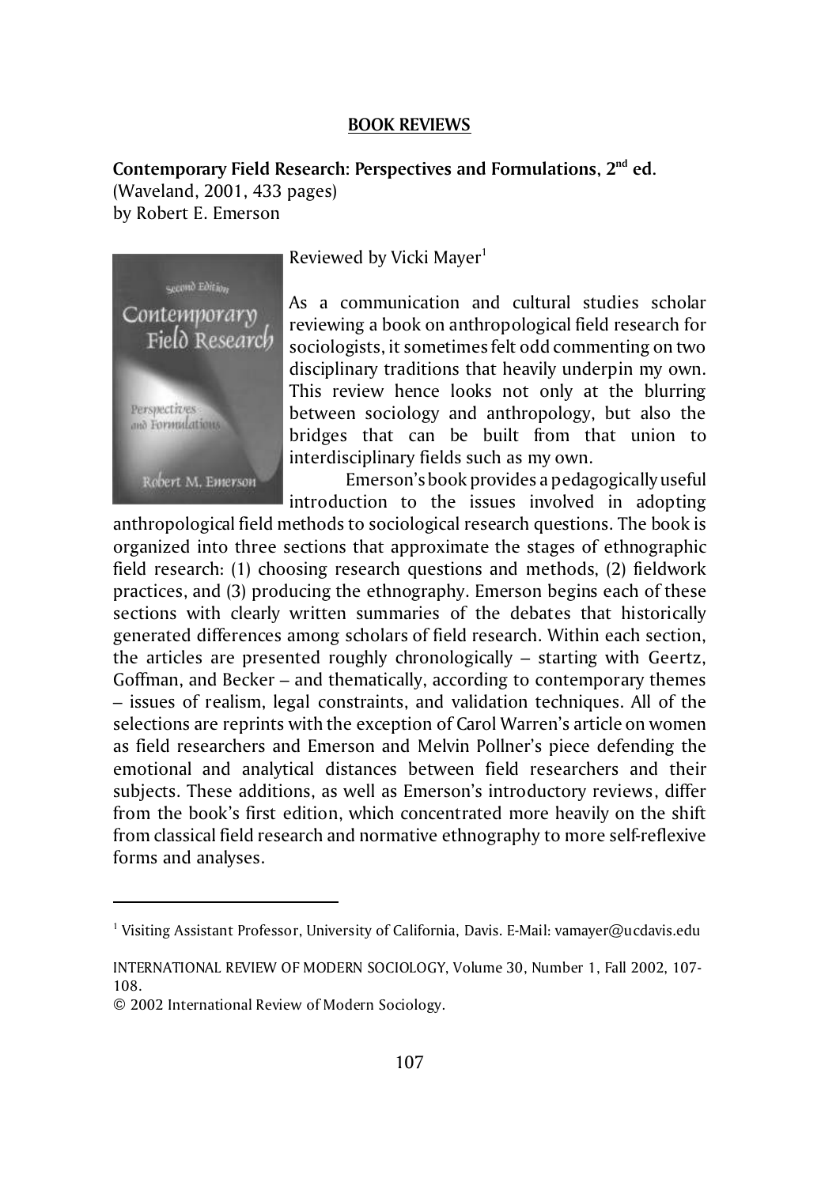## BOOK REVIEWS

**Contemporary Field Research: Perspectives and Formulations, 2nd ed.**
(Waveland, 2001, 433 pages)
by Robert E. Emerson

Reviewed by Vicki Mayer[1]

As a communication and cultural studies scholar reviewing a book on anthropological field research for sociologists, it sometimes felt odd commenting on two disciplinary traditions that heavily underpin my own. This review hence looks not only at the blurring between sociology and anthropology, but also the bridges that can be built from that union to interdisciplinary fields such as my own.

Emerson's book provides a pedagogically useful introduction to the issues involved in adopting anthropological field methods to sociological research questions. The book is organized into three sections that approximate the stages of ethnographic field research: (1) choosing research questions and methods, (2) fieldwork practices, and (3) producing the ethnography. Emerson begins each of these sections with clearly written summaries of the debates that historically generated differences among scholars of field research. Within each section, the articles are presented roughly chronologically – starting with Geertz, Goffman, and Becker – and thematically, according to contemporary themes – issues of realism, legal constraints, and validation techniques. All of the selections are reprints with the exception of Carol Warren's article on women as field researchers and Emerson and Melvin Pollner's piece defending the emotional and analytical distances between field researchers and their subjects. These additions, as well as Emerson's introductory reviews, differ from the book's first edition, which concentrated more heavily on the shift from classical field research and normative ethnography to more self-reflexive forms and analyses.

---

[1] Visiting Assistant Professor, University of California, Davis. E-Mail: vamayer@ucdavis.edu

INTERNATIONAL REVIEW OF MODERN SOCIOLOGY, Volume 30, Number 1, Fall 2002, 107-108.
© 2002 International Review of Modern Sociology.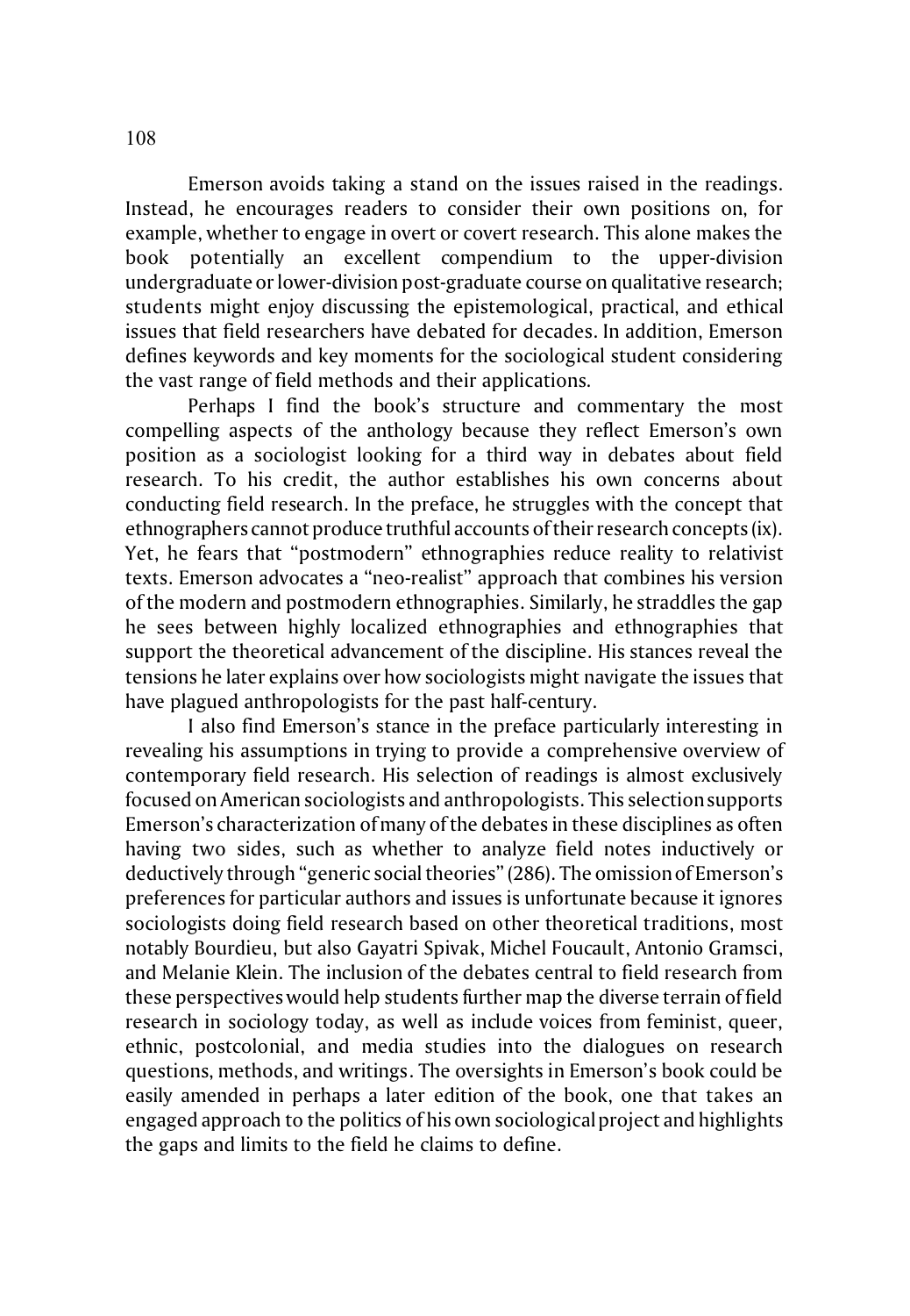Emerson avoids taking a stand on the issues raised in the readings. Instead, he encourages readers to consider their own positions on, for example, whether to engage in overt or covert research. This alone makes the book potentially an excellent compendium to the upper-division undergraduate or lower-division post-graduate course on qualitative research; students might enjoy discussing the epistemological, practical, and ethical issues that field researchers have debated for decades. In addition, Emerson defines keywords and key moments for the sociological student considering the vast range of field methods and their applications.

Perhaps I find the book's structure and commentary the most compelling aspects of the anthology because they reflect Emerson's own position as a sociologist looking for a third way in debates about field research. To his credit, the author establishes his own concerns about conducting field research. In the preface, he struggles with the concept that ethnographers cannot produce truthful accounts of their research concepts (ix). Yet, he fears that "postmodern" ethnographies reduce reality to relativist texts. Emerson advocates a "neo-realist" approach that combines his version of the modern and postmodern ethnographies. Similarly, he straddles the gap he sees between highly localized ethnographies and ethnographies that support the theoretical advancement of the discipline. His stances reveal the tensions he later explains over how sociologists might navigate the issues that have plagued anthropologists for the past half-century.

I also find Emerson's stance in the preface particularly interesting in revealing his assumptions in trying to provide a comprehensive overview of contemporary field research. His selection of readings is almost exclusively focused on American sociologists and anthropologists. This selection supports Emerson's characterization of many of the debates in these disciplines as often having two sides, such as whether to analyze field notes inductively or deductively through "generic social theories" (286). The omission of Emerson's preferences for particular authors and issues is unfortunate because it ignores sociologists doing field research based on other theoretical traditions, most notably Bourdieu, but also Gayatri Spivak, Michel Foucault, Antonio Gramsci, and Melanie Klein. The inclusion of the debates central to field research from these perspectives would help students further map the diverse terrain of field research in sociology today, as well as include voices from feminist, queer, ethnic, postcolonial, and media studies into the dialogues on research questions, methods, and writings. The oversights in Emerson's book could be easily amended in perhaps a later edition of the book, one that takes an engaged approach to the politics of his own sociological project and highlights the gaps and limits to the field he claims to define.